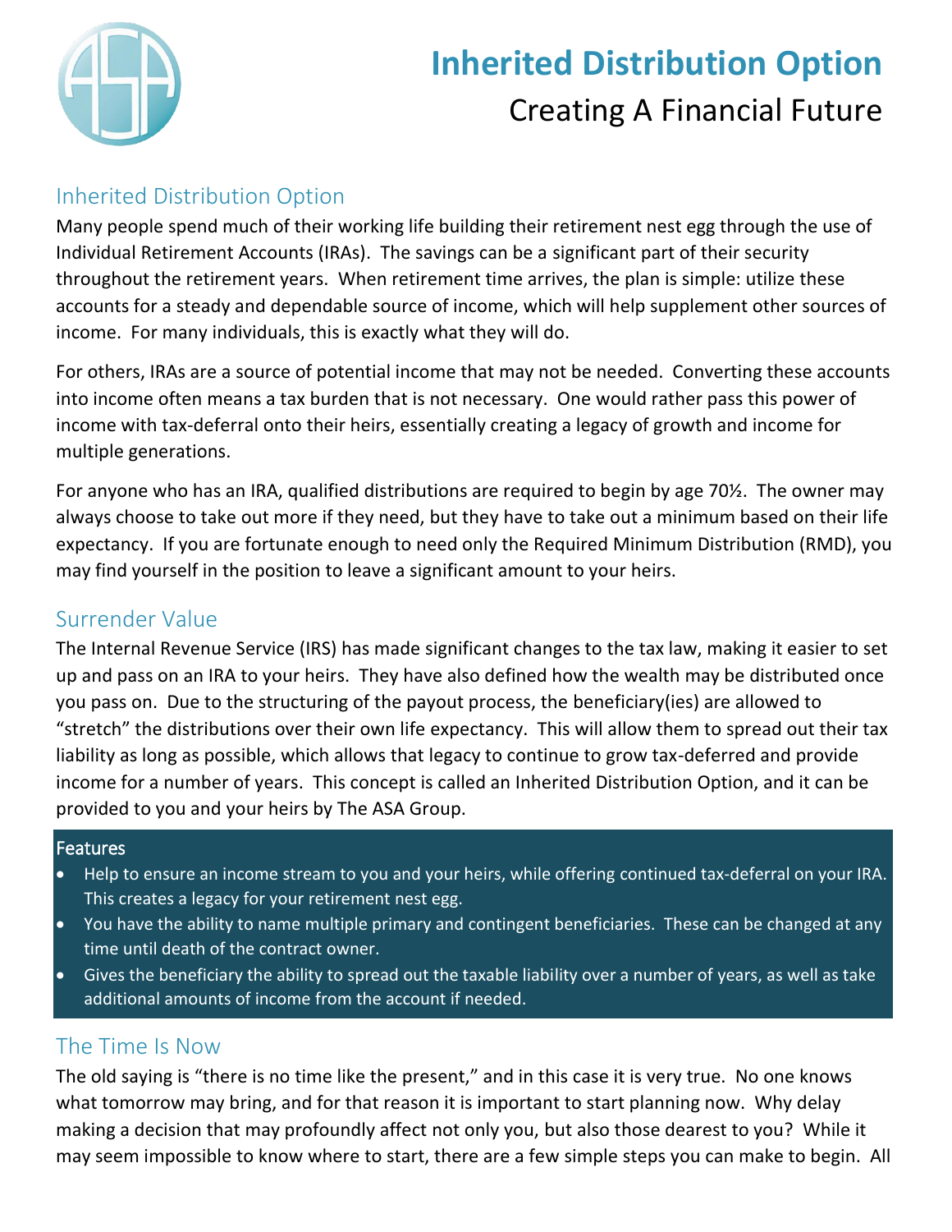# Inherited Distribution Option

## Creating A Financial Future

## Inherited Distribution Option

Many people spend much of their working life building their retirement nest egg through the use of Individual Retirement Accounts (IRAs). The savings can be a significant part of their security throughout the retirement years. When retirement time arrives, the plan is simple: utilize these accounts for a steady and dependable source of income, which will help supplement other sources of income. For many individuals, this is exactly what they will do.

For others, IRAs are a source of potential income that may not be needed. Converting these accounts into income often means a tax burden that is not necessary. One would rather pass this power of income with tax-deferral onto their heirs, essentially creating a legacy of growth and income for multiple generations.

For anyone who has an IRA, qualified distributions are required to begin by age 70½. The owner may always choose to take out more if they need, but they have to take out a minimum based on their life expectancy. If you are fortunate enough to need only the Required Minimum Distribution (RMD), you may find yourself in the position to leave a significant amount to your heirs.

## Surrender Value

The Internal Revenue Service (IRS) has made significant changes to the tax law, making it easier to set up and pass on an IRA to your heirs. They have also defined how the wealth may be distributed once you pass on. Due to the structuring of the payout process, the beneficiary(ies) are allowed to "stretch" the distributions over their own life expectancy. This will allow them to spread out their tax liability as long as possible, which allows that legacy to continue to grow tax-deferred and provide income for a number of years. This concept is called an Inherited Distribution Option, and it can be provided to you and your heirs by The ASA Group.

### Features

- Help to ensure an income stream to you and your heirs, while offering continued tax-deferral on your IRA. This creates a legacy for your retirement nest egg.
- You have the ability to name multiple primary and contingent beneficiaries. These can be changed at any time until death of the contract owner.
- Gives the beneficiary the ability to spread out the taxable liability over a number of years, as well as take additional amounts of income from the account if needed.

## The Time Is Now

The old saying is "there is no time like the present," and in this case it is very true. No one knows what tomorrow may bring, and for that reason it is important to start planning now. Why delay making a decision that may profoundly affect not only you, but also those dearest to you? While it may seem impossible to know where to start, there are a few simple steps you can make to begin. All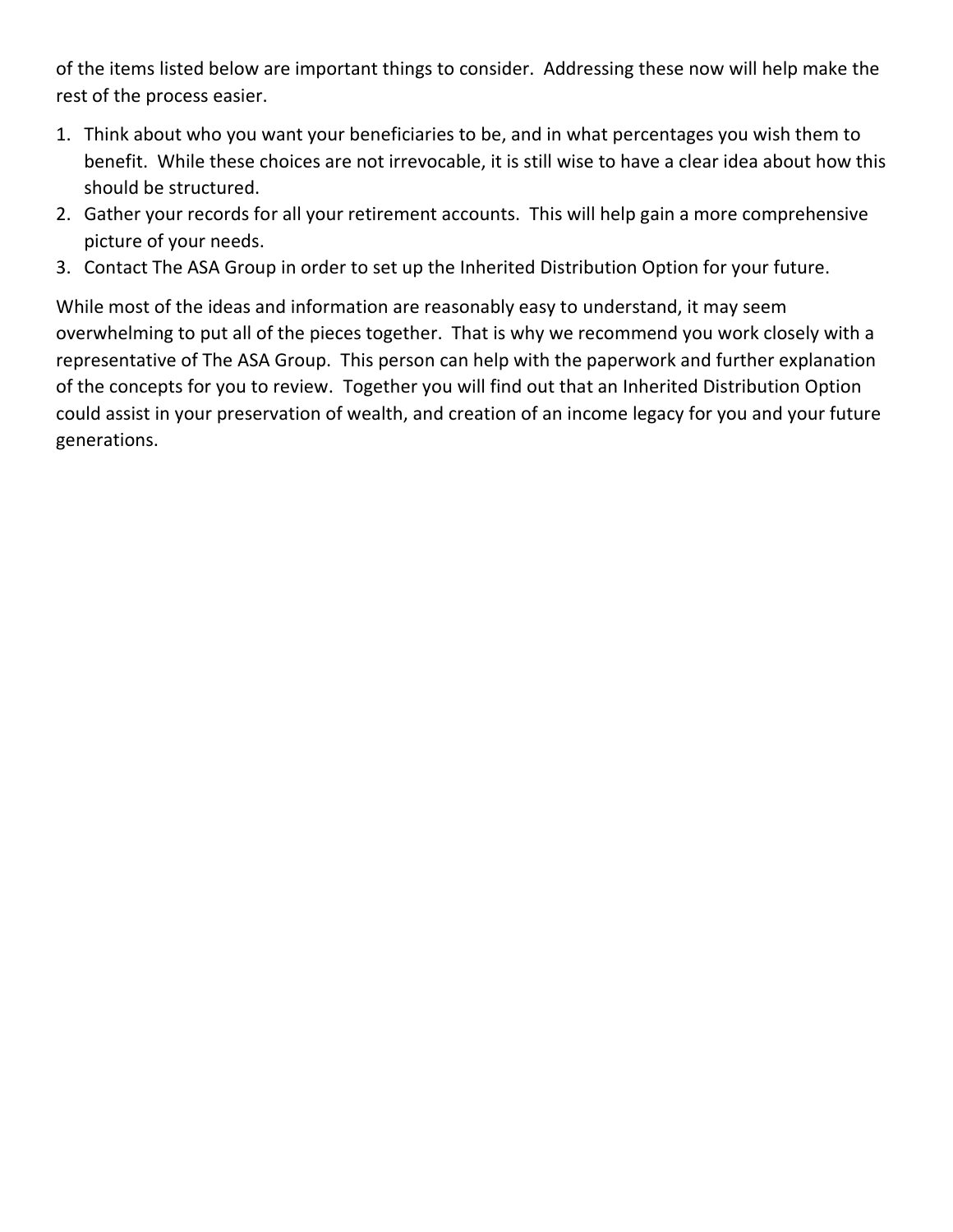of the items listed below are important things to consider. Addressing these now will help make the rest of the process easier.

1. Think about who you want your beneficiaries to be, and in what percentages you wish them to benefit. While these choices are not irrevocable, it is still wise to have a clear idea about how this should be structured.
2. Gather your records for all your retirement accounts. This will help gain a more comprehensive picture of your needs.
3. Contact The ASA Group in order to set up the Inherited Distribution Option for your future.

While most of the ideas and information are reasonably easy to understand, it may seem overwhelming to put all of the pieces together. That is why we recommend you work closely with a representative of The ASA Group. This person can help with the paperwork and further explanation of the concepts for you to review. Together you will find out that an Inherited Distribution Option could assist in your preservation of wealth, and creation of an income legacy for you and your future generations.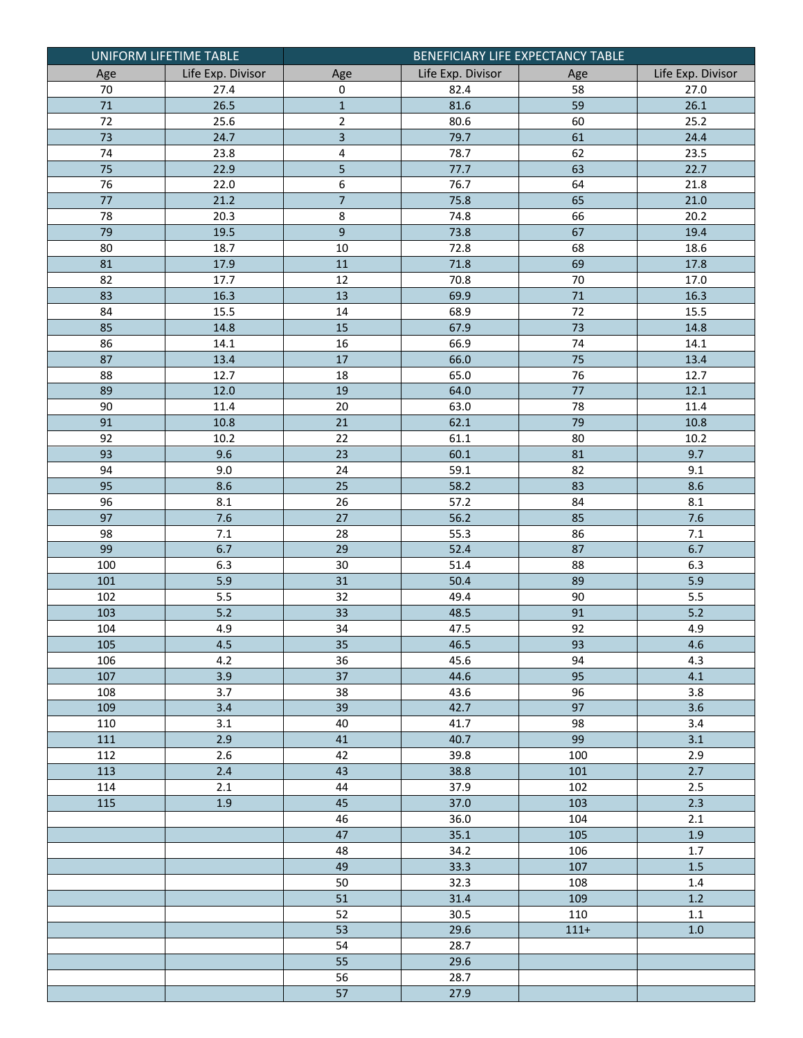| UNIFORM LIFETIME TABLE | | BENEFICIARY LIFE EXPECTANCY TABLE | | | |
|---|---|---|---|---|---|
| Age | Life Exp. Divisor | Age | Life Exp. Divisor | Age | Life Exp. Divisor |
| 70 | 27.4 | 0 | 82.4 | 58 | 27.0 |
| 71 | 26.5 | 1 | 81.6 | 59 | 26.1 |
| 72 | 25.6 | 2 | 80.6 | 60 | 25.2 |
| 73 | 24.7 | 3 | 79.7 | 61 | 24.4 |
| 74 | 23.8 | 4 | 78.7 | 62 | 23.5 |
| 75 | 22.9 | 5 | 77.7 | 63 | 22.7 |
| 76 | 22.0 | 6 | 76.7 | 64 | 21.8 |
| 77 | 21.2 | 7 | 75.8 | 65 | 21.0 |
| 78 | 20.3 | 8 | 74.8 | 66 | 20.2 |
| 79 | 19.5 | 9 | 73.8 | 67 | 19.4 |
| 80 | 18.7 | 10 | 72.8 | 68 | 18.6 |
| 81 | 17.9 | 11 | 71.8 | 69 | 17.8 |
| 82 | 17.7 | 12 | 70.8 | 70 | 17.0 |
| 83 | 16.3 | 13 | 69.9 | 71 | 16.3 |
| 84 | 15.5 | 14 | 68.9 | 72 | 15.5 |
| 85 | 14.8 | 15 | 67.9 | 73 | 14.8 |
| 86 | 14.1 | 16 | 66.9 | 74 | 14.1 |
| 87 | 13.4 | 17 | 66.0 | 75 | 13.4 |
| 88 | 12.7 | 18 | 65.0 | 76 | 12.7 |
| 89 | 12.0 | 19 | 64.0 | 77 | 12.1 |
| 90 | 11.4 | 20 | 63.0 | 78 | 11.4 |
| 91 | 10.8 | 21 | 62.1 | 79 | 10.8 |
| 92 | 10.2 | 22 | 61.1 | 80 | 10.2 |
| 93 | 9.6 | 23 | 60.1 | 81 | 9.7 |
| 94 | 9.0 | 24 | 59.1 | 82 | 9.1 |
| 95 | 8.6 | 25 | 58.2 | 83 | 8.6 |
| 96 | 8.1 | 26 | 57.2 | 84 | 8.1 |
| 97 | 7.6 | 27 | 56.2 | 85 | 7.6 |
| 98 | 7.1 | 28 | 55.3 | 86 | 7.1 |
| 99 | 6.7 | 29 | 52.4 | 87 | 6.7 |
| 100 | 6.3 | 30 | 51.4 | 88 | 6.3 |
| 101 | 5.9 | 31 | 50.4 | 89 | 5.9 |
| 102 | 5.5 | 32 | 49.4 | 90 | 5.5 |
| 103 | 5.2 | 33 | 48.5 | 91 | 5.2 |
| 104 | 4.9 | 34 | 47.5 | 92 | 4.9 |
| 105 | 4.5 | 35 | 46.5 | 93 | 4.6 |
| 106 | 4.2 | 36 | 45.6 | 94 | 4.3 |
| 107 | 3.9 | 37 | 44.6 | 95 | 4.1 |
| 108 | 3.7 | 38 | 43.6 | 96 | 3.8 |
| 109 | 3.4 | 39 | 42.7 | 97 | 3.6 |
| 110 | 3.1 | 40 | 41.7 | 98 | 3.4 |
| 111 | 2.9 | 41 | 40.7 | 99 | 3.1 |
| 112 | 2.6 | 42 | 39.8 | 100 | 2.9 |
| 113 | 2.4 | 43 | 38.8 | 101 | 2.7 |
| 114 | 2.1 | 44 | 37.9 | 102 | 2.5 |
| 115 | 1.9 | 45 | 37.0 | 103 | 2.3 |
| | | 46 | 36.0 | 104 | 2.1 |
| | | 47 | 35.1 | 105 | 1.9 |
| | | 48 | 34.2 | 106 | 1.7 |
| | | 49 | 33.3 | 107 | 1.5 |
| | | 50 | 32.3 | 108 | 1.4 |
| | | 51 | 31.4 | 109 | 1.2 |
| | | 52 | 30.5 | 110 | 1.1 |
| | | 53 | 29.6 | 111+ | 1.0 |
| | | 54 | 28.7 | | |
| | | 55 | 29.6 | | |
| | | 56 | 28.7 | | |
| | | 57 | 27.9 | | |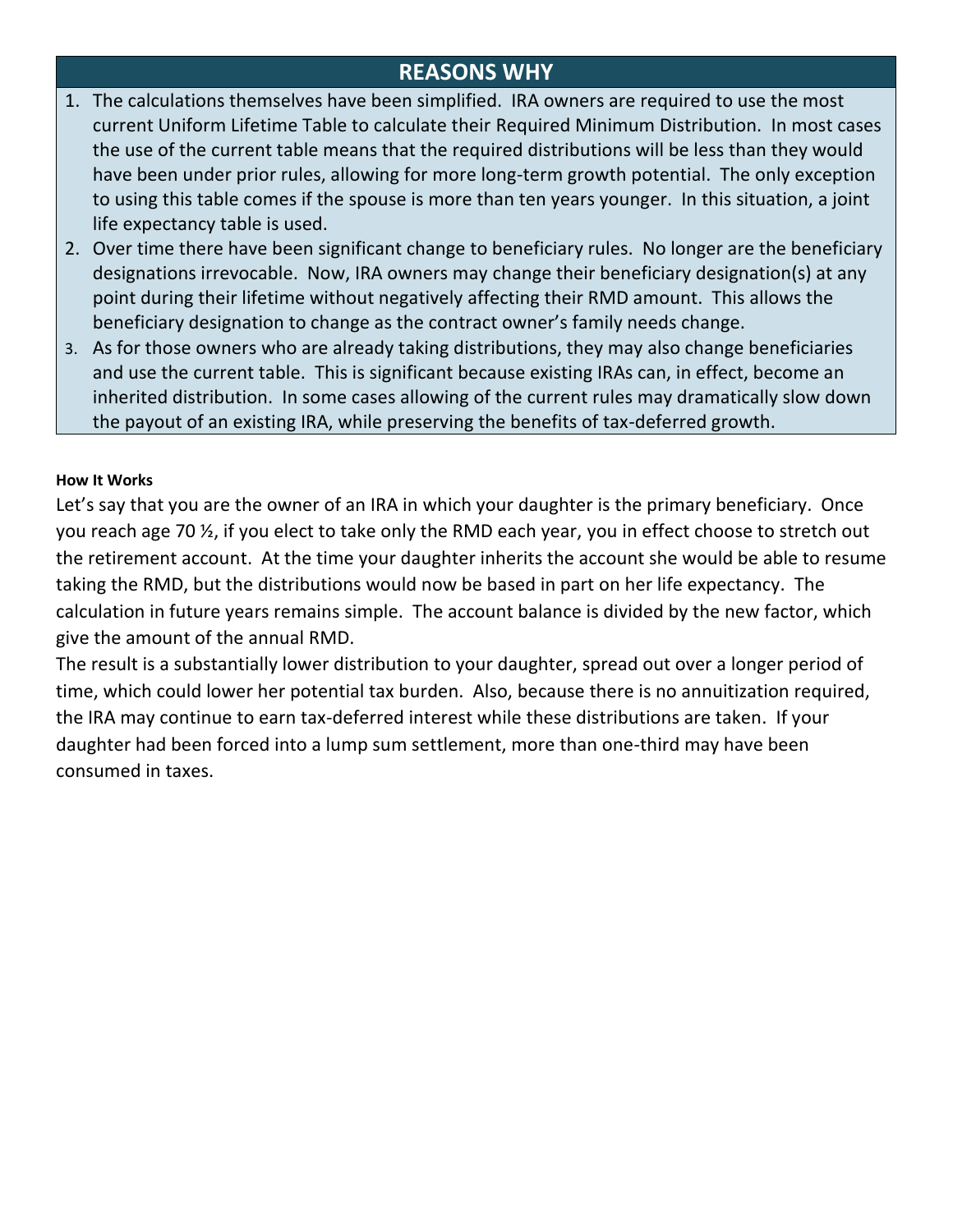## REASONS WHY

1. The calculations themselves have been simplified. IRA owners are required to use the most current Uniform Lifetime Table to calculate their Required Minimum Distribution. In most cases the use of the current table means that the required distributions will be less than they would have been under prior rules, allowing for more long-term growth potential. The only exception to using this table comes if the spouse is more than ten years younger. In this situation, a joint life expectancy table is used.
2. Over time there have been significant change to beneficiary rules. No longer are the beneficiary designations irrevocable. Now, IRA owners may change their beneficiary designation(s) at any point during their lifetime without negatively affecting their RMD amount. This allows the beneficiary designation to change as the contract owner's family needs change.
3. As for those owners who are already taking distributions, they may also change beneficiaries and use the current table. This is significant because existing IRAs can, in effect, become an inherited distribution. In some cases allowing of the current rules may dramatically slow down the payout of an existing IRA, while preserving the benefits of tax-deferred growth.

**How It Works**

Let's say that you are the owner of an IRA in which your daughter is the primary beneficiary. Once you reach age 70 ½, if you elect to take only the RMD each year, you in effect choose to stretch out the retirement account. At the time your daughter inherits the account she would be able to resume taking the RMD, but the distributions would now be based in part on her life expectancy. The calculation in future years remains simple. The account balance is divided by the new factor, which give the amount of the annual RMD.

The result is a substantially lower distribution to your daughter, spread out over a longer period of time, which could lower her potential tax burden. Also, because there is no annuitization required, the IRA may continue to earn tax-deferred interest while these distributions are taken. If your daughter had been forced into a lump sum settlement, more than one-third may have been consumed in taxes.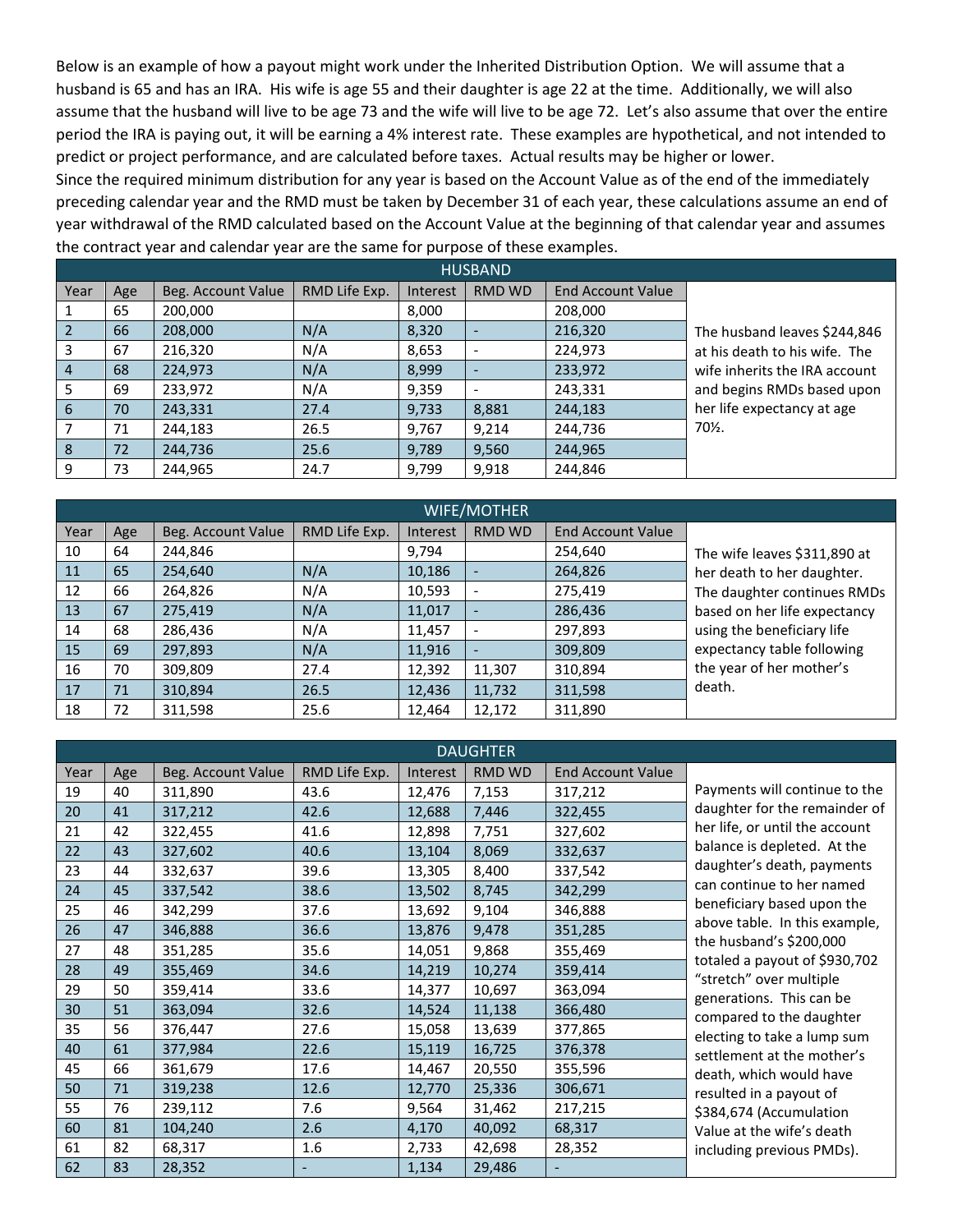Below is an example of how a payout might work under the Inherited Distribution Option. We will assume that a husband is 65 and has an IRA. His wife is age 55 and their daughter is age 22 at the time. Additionally, we will also assume that the husband will live to be age 73 and the wife will live to be age 72. Let's also assume that over the entire period the IRA is paying out, it will be earning a 4% interest rate. These examples are hypothetical, and not intended to predict or project performance, and are calculated before taxes. Actual results may be higher or lower.
Since the required minimum distribution for any year is based on the Account Value as of the end of the immediately preceding calendar year and the RMD must be taken by December 31 of each year, these calculations assume an end of year withdrawal of the RMD calculated based on the Account Value at the beginning of that calendar year and assumes the contract year and calendar year are the same for purpose of these examples.

| HUSBAND | | | | | | | |
|---|---|---|---|---|---|---|---|
| Year | Age | Beg. Account Value | RMD Life Exp. | Interest | RMD WD | End Account Value | |
| 1 | 65 | 200,000 | | 8,000 | | 208,000 | The husband leaves $244,846 at his death to his wife. The wife inherits the IRA account and begins RMDs based upon her life expectancy at age 70½. |
| 2 | 66 | 208,000 | N/A | 8,320 | - | 216,320 | |
| 3 | 67 | 216,320 | N/A | 8,653 | - | 224,973 | |
| 4 | 68 | 224,973 | N/A | 8,999 | - | 233,972 | |
| 5 | 69 | 233,972 | N/A | 9,359 | - | 243,331 | |
| 6 | 70 | 243,331 | 27.4 | 9,733 | 8,881 | 244,183 | |
| 7 | 71 | 244,183 | 26.5 | 9,767 | 9,214 | 244,736 | |
| 8 | 72 | 244,736 | 25.6 | 9,789 | 9,560 | 244,965 | |
| 9 | 73 | 244,965 | 24.7 | 9,799 | 9,918 | 244,846 | |

| WIFE/MOTHER | | | | | | | |
|---|---|---|---|---|---|---|---|
| Year | Age | Beg. Account Value | RMD Life Exp. | Interest | RMD WD | End Account Value | |
| 10 | 64 | 244,846 | | 9,794 | | 254,640 | The wife leaves $311,890 at her death to her daughter. The daughter continues RMDs based on her life expectancy using the beneficiary life expectancy table following the year of her mother's death. |
| 11 | 65 | 254,640 | N/A | 10,186 | - | 264,826 | |
| 12 | 66 | 264,826 | N/A | 10,593 | - | 275,419 | |
| 13 | 67 | 275,419 | N/A | 11,017 | - | 286,436 | |
| 14 | 68 | 286,436 | N/A | 11,457 | - | 297,893 | |
| 15 | 69 | 297,893 | N/A | 11,916 | - | 309,809 | |
| 16 | 70 | 309,809 | 27.4 | 12,392 | 11,307 | 310,894 | |
| 17 | 71 | 310,894 | 26.5 | 12,436 | 11,732 | 311,598 | |
| 18 | 72 | 311,598 | 25.6 | 12,464 | 12,172 | 311,890 | |

| DAUGHTER | | | | | | | |
|---|---|---|---|---|---|---|---|
| Year | Age | Beg. Account Value | RMD Life Exp. | Interest | RMD WD | End Account Value | |
| 19 | 40 | 311,890 | 43.6 | 12,476 | 7,153 | 317,212 | Payments will continue to the daughter for the remainder of her life, or until the account balance is depleted. At the daughter's death, payments can continue to her named beneficiary based upon the above table. In this example, the husband's $200,000 totaled a payout of $930,702 "stretch" over multiple generations. This can be compared to the daughter electing to take a lump sum settlement at the mother's death, which would have resulted in a payout of $384,674 (Accumulation Value at the wife's death including previous PMDs). |
| 20 | 41 | 317,212 | 42.6 | 12,688 | 7,446 | 322,455 | |
| 21 | 42 | 322,455 | 41.6 | 12,898 | 7,751 | 327,602 | |
| 22 | 43 | 327,602 | 40.6 | 13,104 | 8,069 | 332,637 | |
| 23 | 44 | 332,637 | 39.6 | 13,305 | 8,400 | 337,542 | |
| 24 | 45 | 337,542 | 38.6 | 13,502 | 8,745 | 342,299 | |
| 25 | 46 | 342,299 | 37.6 | 13,692 | 9,104 | 346,888 | |
| 26 | 47 | 346,888 | 36.6 | 13,876 | 9,478 | 351,285 | |
| 27 | 48 | 351,285 | 35.6 | 14,051 | 9,868 | 355,469 | |
| 28 | 49 | 355,469 | 34.6 | 14,219 | 10,274 | 359,414 | |
| 29 | 50 | 359,414 | 33.6 | 14,377 | 10,697 | 363,094 | |
| 30 | 51 | 363,094 | 32.6 | 14,524 | 11,138 | 366,480 | |
| 35 | 56 | 376,447 | 27.6 | 15,058 | 13,639 | 377,865 | |
| 40 | 61 | 377,984 | 22.6 | 15,119 | 16,725 | 376,378 | |
| 45 | 66 | 361,679 | 17.6 | 14,467 | 20,550 | 355,596 | |
| 50 | 71 | 319,238 | 12.6 | 12,770 | 25,336 | 306,671 | |
| 55 | 76 | 239,112 | 7.6 | 9,564 | 31,462 | 217,215 | |
| 60 | 81 | 104,240 | 2.6 | 4,170 | 40,092 | 68,317 | |
| 61 | 82 | 68,317 | 1.6 | 2,733 | 42,698 | 28,352 | |
| 62 | 83 | 28,352 | - | 1,134 | 29,486 | - | |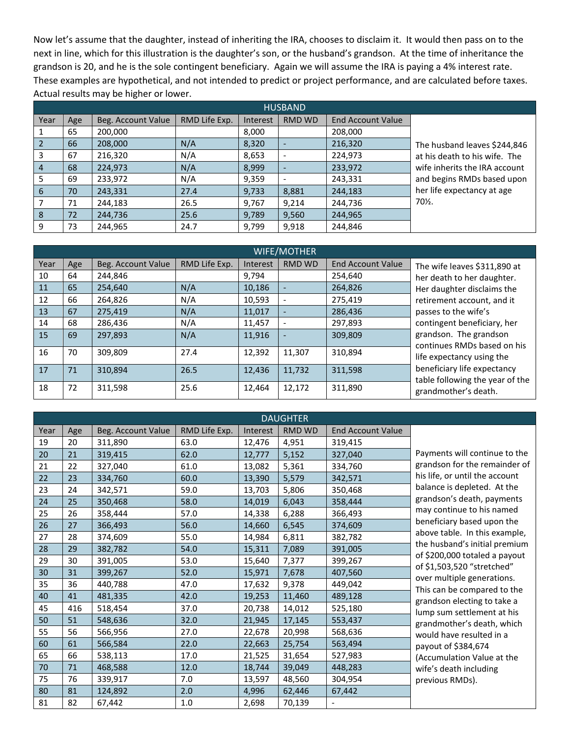Now let's assume that the daughter, instead of inheriting the IRA, chooses to disclaim it. It would then pass on to the next in line, which for this illustration is the daughter's son, or the husband's grandson. At the time of inheritance the grandson is 20, and he is the sole contingent beneficiary. Again we will assume the IRA is paying a 4% interest rate. These examples are hypothetical, and not intended to predict or project performance, and are calculated before taxes. Actual results may be higher or lower.

| HUSBAND | | | | | | | |
|---|---|---|---|---|---|---|---|
| Year | Age | Beg. Account Value | RMD Life Exp. | Interest | RMD WD | End Account Value | |
| 1 | 65 | 200,000 | | 8,000 | | 208,000 | |
| 2 | 66 | 208,000 | N/A | 8,320 | - | 216,320 | The husband leaves $244,846 at his death to his wife. The wife inherits the IRA account and begins RMDs based upon her life expectancy at age 70½. |
| 3 | 67 | 216,320 | N/A | 8,653 | - | 224,973 | |
| 4 | 68 | 224,973 | N/A | 8,999 | - | 233,972 | |
| 5 | 69 | 233,972 | N/A | 9,359 | - | 243,331 | |
| 6 | 70 | 243,331 | 27.4 | 9,733 | 8,881 | 244,183 | |
| 7 | 71 | 244,183 | 26.5 | 9,767 | 9,214 | 244,736 | |
| 8 | 72 | 244,736 | 25.6 | 9,789 | 9,560 | 244,965 | |
| 9 | 73 | 244,965 | 24.7 | 9,799 | 9,918 | 244,846 | |

| WIFE/MOTHER | | | | | | | |
|---|---|---|---|---|---|---|---|
| Year | Age | Beg. Account Value | RMD Life Exp. | Interest | RMD WD | End Account Value | The wife leaves $311,890 at her death to her daughter. Her daughter disclaims the retirement account, and it passes to the wife's contingent beneficiary, her grandson. The grandson continues RMDs based on his life expectancy using the beneficiary life expectancy table following the year of the grandmother's death. |
| 10 | 64 | 244,846 | | 9,794 | | 254,640 | |
| 11 | 65 | 254,640 | N/A | 10,186 | - | 264,826 | |
| 12 | 66 | 264,826 | N/A | 10,593 | - | 275,419 | |
| 13 | 67 | 275,419 | N/A | 11,017 | - | 286,436 | |
| 14 | 68 | 286,436 | N/A | 11,457 | - | 297,893 | |
| 15 | 69 | 297,893 | N/A | 11,916 | - | 309,809 | |
| 16 | 70 | 309,809 | 27.4 | 12,392 | 11,307 | 310,894 | |
| 17 | 71 | 310,894 | 26.5 | 12,436 | 11,732 | 311,598 | |
| 18 | 72 | 311,598 | 25.6 | 12,464 | 12,172 | 311,890 | |

| DAUGHTER | | | | | | | |
|---|---|---|---|---|---|---|---|
| Year | Age | Beg. Account Value | RMD Life Exp. | Interest | RMD WD | End Account Value | |
| 19 | 20 | 311,890 | 63.0 | 12,476 | 4,951 | 319,415 | |
| 20 | 21 | 319,415 | 62.0 | 12,777 | 5,152 | 327,040 | Payments will continue to the grandson for the remainder of his life, or until the account balance is depleted. At the grandson's death, payments may continue to his named beneficiary based upon the above table. In this example, the husband's initial premium of $200,000 totaled a payout of $1,503,520 "stretched" over multiple generations. This can be compared to the grandson electing to take a lump sum settlement at his grandmother's death, which would have resulted in a payout of $384,674 (Accumulation Value at the wife's death including previous RMDs). |
| 21 | 22 | 327,040 | 61.0 | 13,082 | 5,361 | 334,760 | |
| 22 | 23 | 334,760 | 60.0 | 13,390 | 5,579 | 342,571 | |
| 23 | 24 | 342,571 | 59.0 | 13,703 | 5,806 | 350,468 | |
| 24 | 25 | 350,468 | 58.0 | 14,019 | 6,043 | 358,444 | |
| 25 | 26 | 358,444 | 57.0 | 14,338 | 6,288 | 366,493 | |
| 26 | 27 | 366,493 | 56.0 | 14,660 | 6,545 | 374,609 | |
| 27 | 28 | 374,609 | 55.0 | 14,984 | 6,811 | 382,782 | |
| 28 | 29 | 382,782 | 54.0 | 15,311 | 7,089 | 391,005 | |
| 29 | 30 | 391,005 | 53.0 | 15,640 | 7,377 | 399,267 | |
| 30 | 31 | 399,267 | 52.0 | 15,971 | 7,678 | 407,560 | |
| 35 | 36 | 440,788 | 47.0 | 17,632 | 9,378 | 449,042 | |
| 40 | 41 | 481,335 | 42.0 | 19,253 | 11,460 | 489,128 | |
| 45 | 416 | 518,454 | 37.0 | 20,738 | 14,012 | 525,180 | |
| 50 | 51 | 548,636 | 32.0 | 21,945 | 17,145 | 553,437 | |
| 55 | 56 | 566,956 | 27.0 | 22,678 | 20,998 | 568,636 | |
| 60 | 61 | 566,584 | 22.0 | 22,663 | 25,754 | 563,494 | |
| 65 | 66 | 538,113 | 17.0 | 21,525 | 31,654 | 527,983 | |
| 70 | 71 | 468,588 | 12.0 | 18,744 | 39,049 | 448,283 | |
| 75 | 76 | 339,917 | 7.0 | 13,597 | 48,560 | 304,954 | |
| 80 | 81 | 124,892 | 2.0 | 4,996 | 62,446 | 67,442 | |
| 81 | 82 | 67,442 | 1.0 | 2,698 | 70,139 | - | |